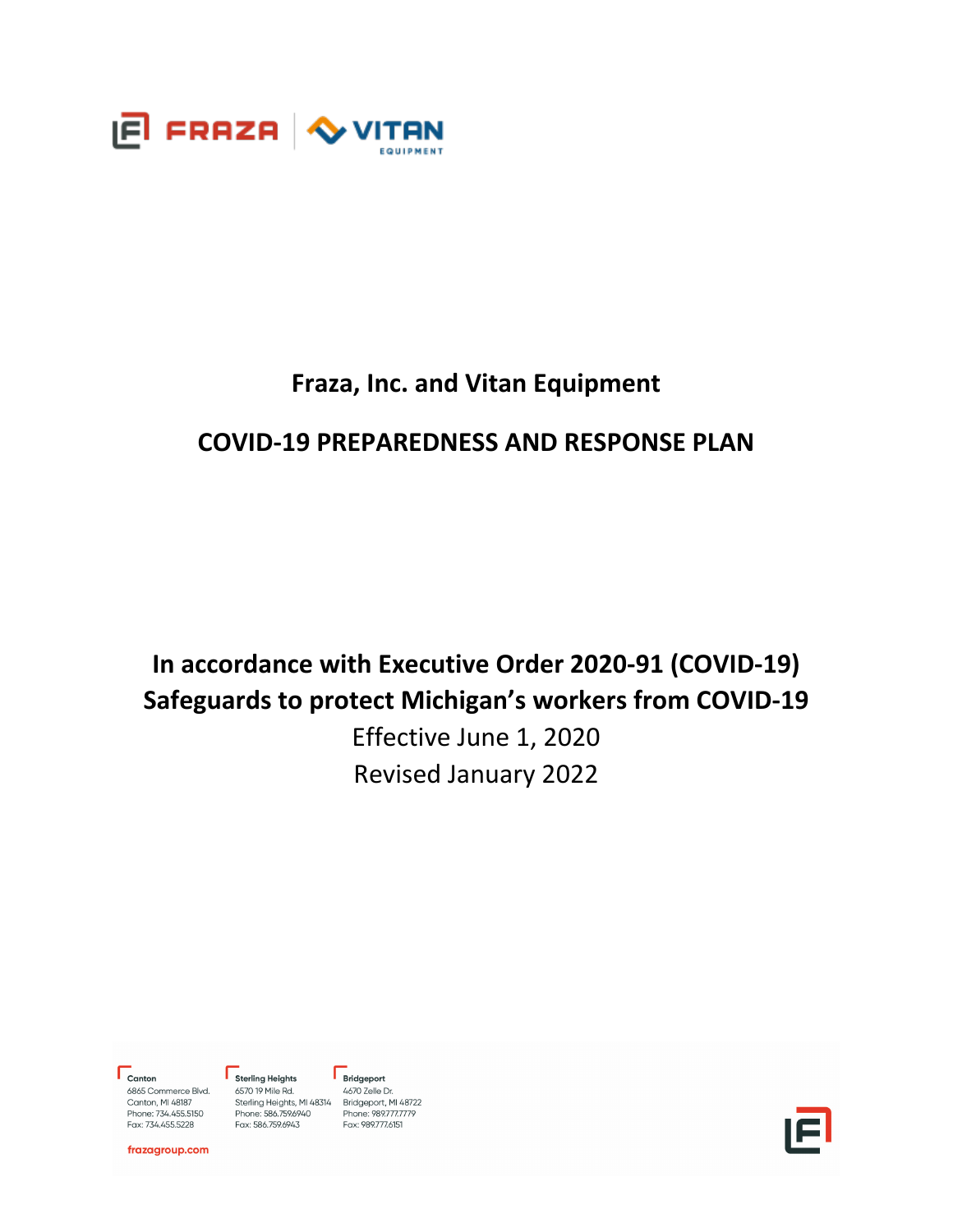# Fraza, Inc. and Vitan Equipment

## COVID-19 PREPAREDNESS AND RESPONSE PLAN

**In accordance with Executive Order 2020-91 (COVID-19)**
**Safeguards to protect Michigan's workers from COVID-19**

Effective June 1, 2020

Revised January 2022

**Canton**
6865 Commerce Blvd.
Canton, MI 48187
Phone: 734.455.5150
Fax: 734.455.5228

**Sterling Heights**
6570 19 Mile Rd.
Sterling Heights, MI 48314
Phone: 586.759.6940
Fax: 586.759.6943

**Bridgeport**
4670 Zelle Dr.
Bridgeport, MI 48722
Phone: 989.777.7779
Fax: 989.777.6151

frazagroup.com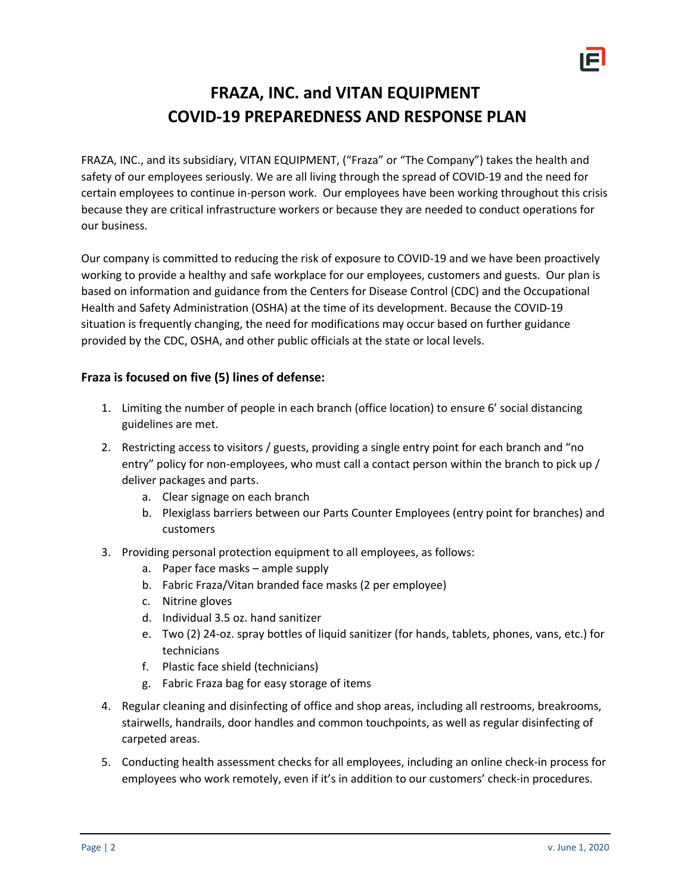# FRAZA, INC. and VITAN EQUIPMENT
# COVID-19 PREPAREDNESS AND RESPONSE PLAN

FRAZA, INC., and its subsidiary, VITAN EQUIPMENT, ("Fraza" or "The Company") takes the health and safety of our employees seriously. We are all living through the spread of COVID-19 and the need for certain employees to continue in-person work. Our employees have been working throughout this crisis because they are critical infrastructure workers or because they are needed to conduct operations for our business.

Our company is committed to reducing the risk of exposure to COVID-19 and we have been proactively working to provide a healthy and safe workplace for our employees, customers and guests. Our plan is based on information and guidance from the Centers for Disease Control (CDC) and the Occupational Health and Safety Administration (OSHA) at the time of its development. Because the COVID-19 situation is frequently changing, the need for modifications may occur based on further guidance provided by the CDC, OSHA, and other public officials at the state or local levels.

### Fraza is focused on five (5) lines of defense:

1. Limiting the number of people in each branch (office location) to ensure 6' social distancing guidelines are met.
2. Restricting access to visitors / guests, providing a single entry point for each branch and "no entry" policy for non-employees, who must call a contact person within the branch to pick up / deliver packages and parts.
   a. Clear signage on each branch
   b. Plexiglass barriers between our Parts Counter Employees (entry point for branches) and customers
3. Providing personal protection equipment to all employees, as follows:
   a. Paper face masks – ample supply
   b. Fabric Fraza/Vitan branded face masks (2 per employee)
   c. Nitrine gloves
   d. Individual 3.5 oz. hand sanitizer
   e. Two (2) 24-oz. spray bottles of liquid sanitizer (for hands, tablets, phones, vans, etc.) for technicians
   f. Plastic face shield (technicians)
   g. Fabric Fraza bag for easy storage of items
4. Regular cleaning and disinfecting of office and shop areas, including all restrooms, breakrooms, stairwells, handrails, door handles and common touchpoints, as well as regular disinfecting of carpeted areas.
5. Conducting health assessment checks for all employees, including an online check-in process for employees who work remotely, even if it's in addition to our customers' check-in procedures.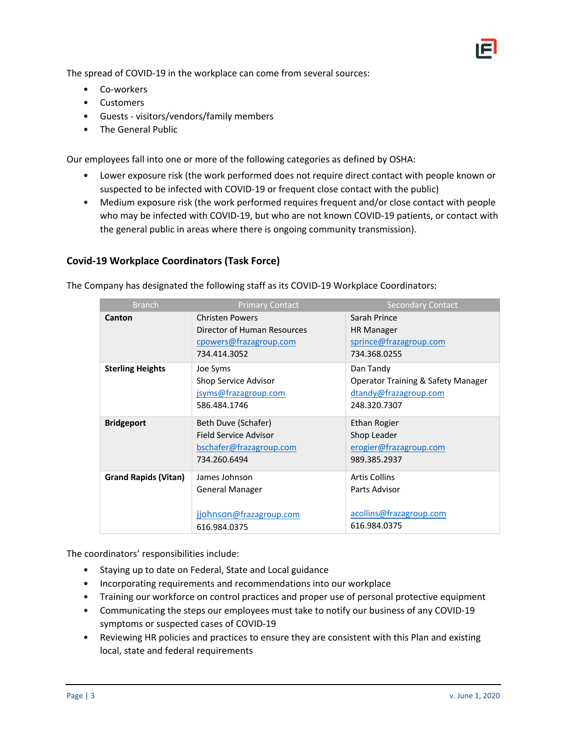The spread of COVID-19 in the workplace can come from several sources:

- Co-workers
- Customers
- Guests - visitors/vendors/family members
- The General Public

Our employees fall into one or more of the following categories as defined by OSHA:

- Lower exposure risk (the work performed does not require direct contact with people known or suspected to be infected with COVID-19 or frequent close contact with the public)
- Medium exposure risk (the work performed requires frequent and/or close contact with people who may be infected with COVID-19, but who are not known COVID-19 patients, or contact with the general public in areas where there is ongoing community transmission).

### Covid-19 Workplace Coordinators (Task Force)

The Company has designated the following staff as its COVID-19 Workplace Coordinators:

| Branch | Primary Contact | Secondary Contact |
|---|---|---|
| **Canton** | Christen Powers<br>Director of Human Resources<br>cpowers@frazagroup.com<br>734.414.3052 | Sarah Prince<br>HR Manager<br>sprince@frazagroup.com<br>734.368.0255 |
| **Sterling Heights** | Joe Syms<br>Shop Service Advisor<br>jsyms@frazagroup.com<br>586.484.1746 | Dan Tandy<br>Operator Training & Safety Manager<br>dtandy@frazagroup.com<br>248.320.7307 |
| **Bridgeport** | Beth Duve (Schafer)<br>Field Service Advisor<br>bschafer@frazagroup.com<br>734.260.6494 | Ethan Rogier<br>Shop Leader<br>erogier@frazagroup.com<br>989.385.2937 |
| **Grand Rapids (Vitan)** | James Johnson<br>General Manager<br>jjohnson@frazagroup.com<br>616.984.0375 | Artis Collins<br>Parts Advisor<br>acollins@frazagroup.com<br>616.984.0375 |

The coordinators' responsibilities include:

- Staying up to date on Federal, State and Local guidance
- Incorporating requirements and recommendations into our workplace
- Training our workforce on control practices and proper use of personal protective equipment
- Communicating the steps our employees must take to notify our business of any COVID-19 symptoms or suspected cases of COVID-19
- Reviewing HR policies and practices to ensure they are consistent with this Plan and existing local, state and federal requirements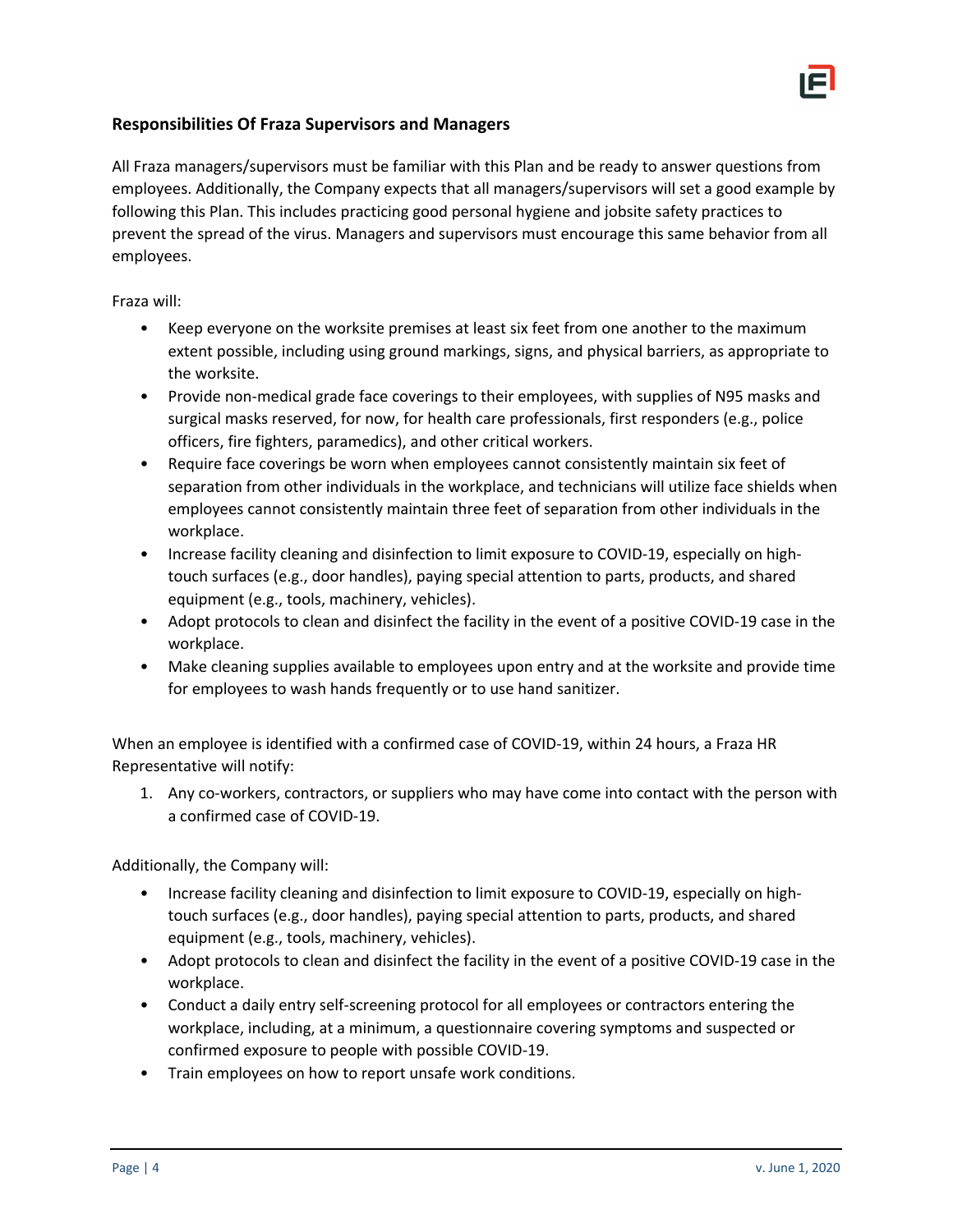### Responsibilities Of Fraza Supervisors and Managers

All Fraza managers/supervisors must be familiar with this Plan and be ready to answer questions from employees. Additionally, the Company expects that all managers/supervisors will set a good example by following this Plan. This includes practicing good personal hygiene and jobsite safety practices to prevent the spread of the virus. Managers and supervisors must encourage this same behavior from all employees.

Fraza will:

- Keep everyone on the worksite premises at least six feet from one another to the maximum extent possible, including using ground markings, signs, and physical barriers, as appropriate to the worksite.
- Provide non-medical grade face coverings to their employees, with supplies of N95 masks and surgical masks reserved, for now, for health care professionals, first responders (e.g., police officers, fire fighters, paramedics), and other critical workers.
- Require face coverings be worn when employees cannot consistently maintain six feet of separation from other individuals in the workplace, and technicians will utilize face shields when employees cannot consistently maintain three feet of separation from other individuals in the workplace.
- Increase facility cleaning and disinfection to limit exposure to COVID-19, especially on high-touch surfaces (e.g., door handles), paying special attention to parts, products, and shared equipment (e.g., tools, machinery, vehicles).
- Adopt protocols to clean and disinfect the facility in the event of a positive COVID-19 case in the workplace.
- Make cleaning supplies available to employees upon entry and at the worksite and provide time for employees to wash hands frequently or to use hand sanitizer.

When an employee is identified with a confirmed case of COVID-19, within 24 hours, a Fraza HR Representative will notify:

1. Any co-workers, contractors, or suppliers who may have come into contact with the person with a confirmed case of COVID-19.

Additionally, the Company will:

- Increase facility cleaning and disinfection to limit exposure to COVID-19, especially on high-touch surfaces (e.g., door handles), paying special attention to parts, products, and shared equipment (e.g., tools, machinery, vehicles).
- Adopt protocols to clean and disinfect the facility in the event of a positive COVID-19 case in the workplace.
- Conduct a daily entry self-screening protocol for all employees or contractors entering the workplace, including, at a minimum, a questionnaire covering symptoms and suspected or confirmed exposure to people with possible COVID-19.
- Train employees on how to report unsafe work conditions.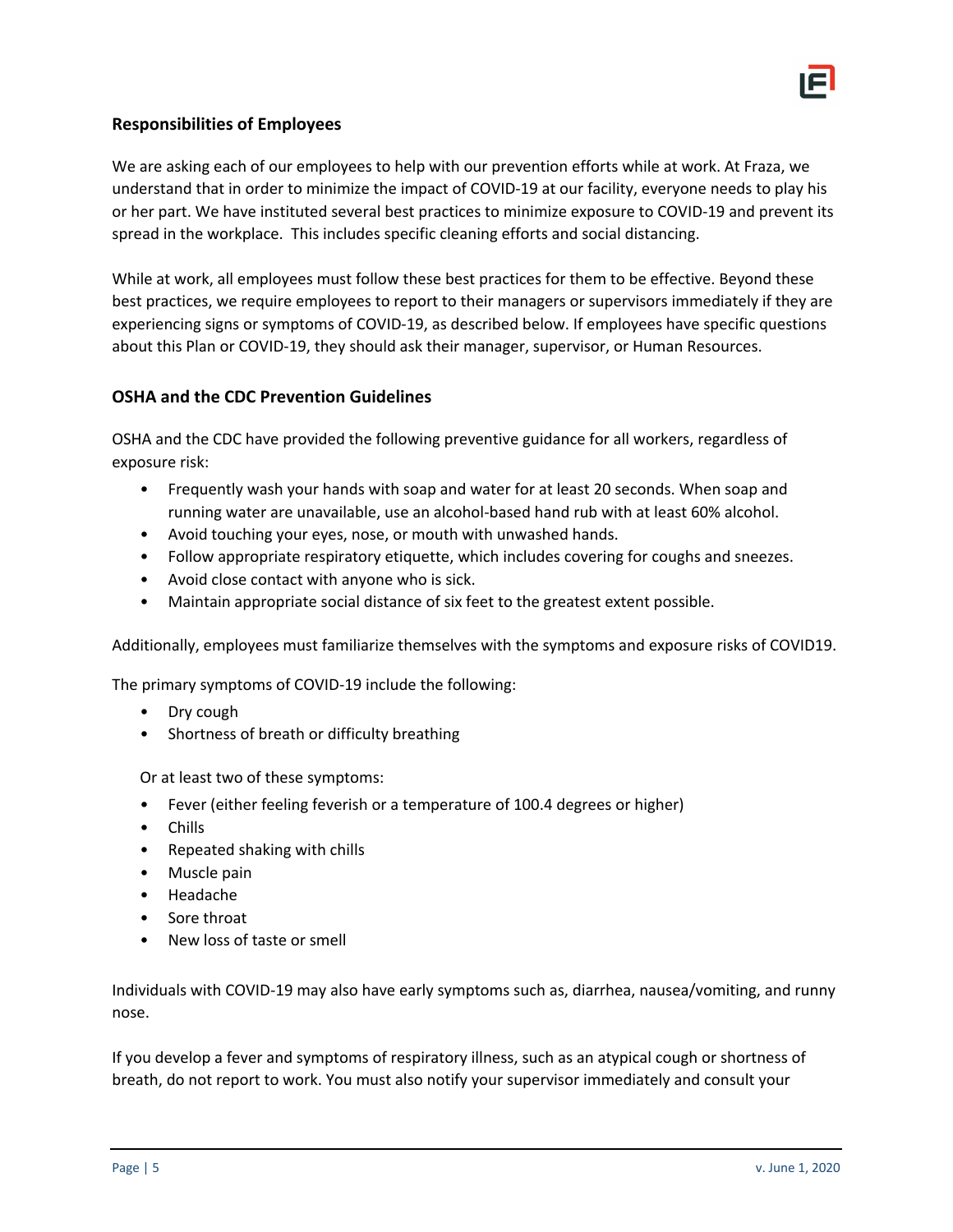## Responsibilities of Employees

We are asking each of our employees to help with our prevention efforts while at work. At Fraza, we understand that in order to minimize the impact of COVID-19 at our facility, everyone needs to play his or her part. We have instituted several best practices to minimize exposure to COVID-19 and prevent its spread in the workplace. This includes specific cleaning efforts and social distancing.

While at work, all employees must follow these best practices for them to be effective. Beyond these best practices, we require employees to report to their managers or supervisors immediately if they are experiencing signs or symptoms of COVID-19, as described below. If employees have specific questions about this Plan or COVID-19, they should ask their manager, supervisor, or Human Resources.

## OSHA and the CDC Prevention Guidelines

OSHA and the CDC have provided the following preventive guidance for all workers, regardless of exposure risk:

- Frequently wash your hands with soap and water for at least 20 seconds. When soap and running water are unavailable, use an alcohol-based hand rub with at least 60% alcohol.
- Avoid touching your eyes, nose, or mouth with unwashed hands.
- Follow appropriate respiratory etiquette, which includes covering for coughs and sneezes.
- Avoid close contact with anyone who is sick.
- Maintain appropriate social distance of six feet to the greatest extent possible.

Additionally, employees must familiarize themselves with the symptoms and exposure risks of COVID19.

The primary symptoms of COVID-19 include the following:

- Dry cough
- Shortness of breath or difficulty breathing

Or at least two of these symptoms:

- Fever (either feeling feverish or a temperature of 100.4 degrees or higher)
- Chills
- Repeated shaking with chills
- Muscle pain
- Headache
- Sore throat
- New loss of taste or smell

Individuals with COVID-19 may also have early symptoms such as, diarrhea, nausea/vomiting, and runny nose.

If you develop a fever and symptoms of respiratory illness, such as an atypical cough or shortness of breath, do not report to work. You must also notify your supervisor immediately and consult your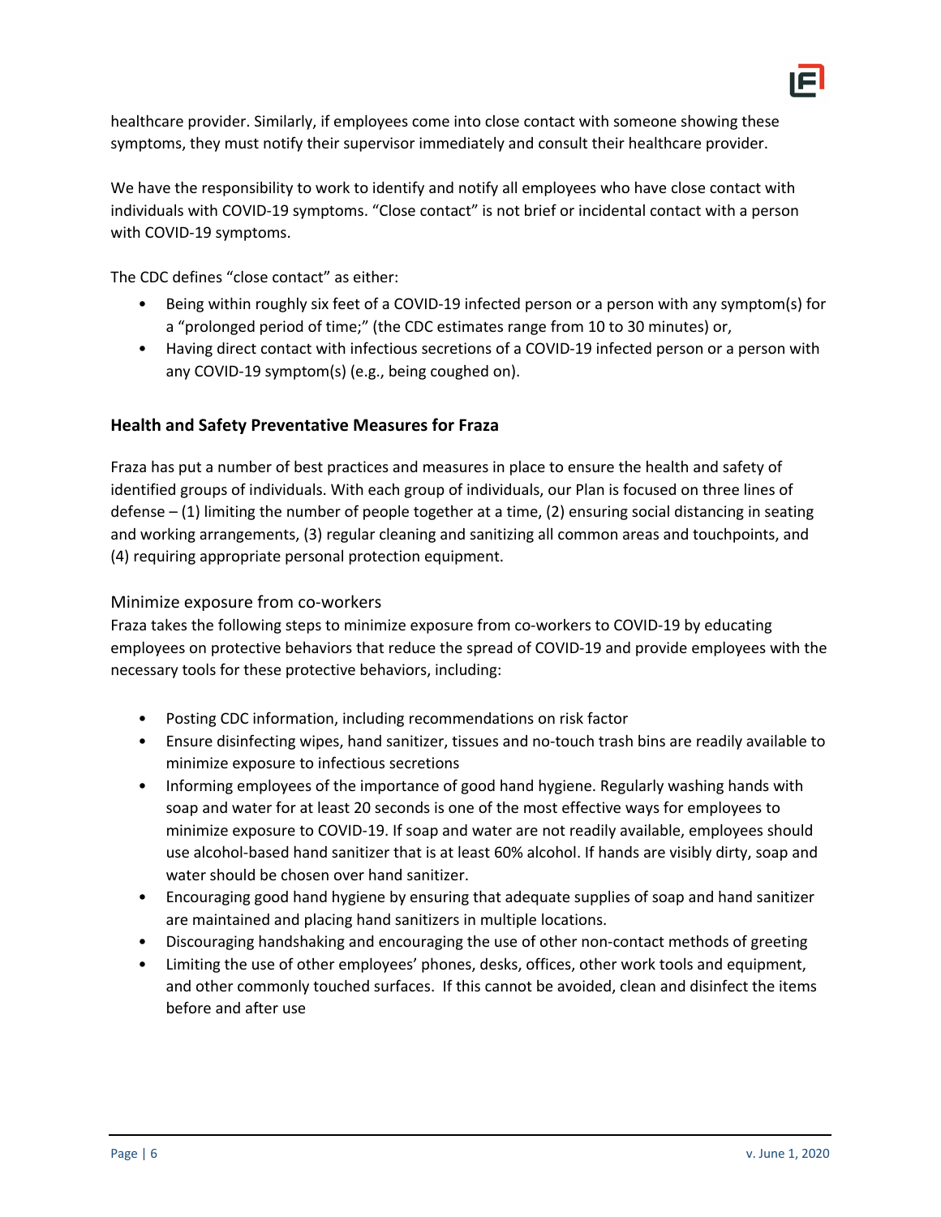healthcare provider. Similarly, if employees come into close contact with someone showing these symptoms, they must notify their supervisor immediately and consult their healthcare provider.

We have the responsibility to work to identify and notify all employees who have close contact with individuals with COVID-19 symptoms. "Close contact" is not brief or incidental contact with a person with COVID-19 symptoms.

The CDC defines "close contact" as either:

- Being within roughly six feet of a COVID-19 infected person or a person with any symptom(s) for a "prolonged period of time;" (the CDC estimates range from 10 to 30 minutes) or,
- Having direct contact with infectious secretions of a COVID-19 infected person or a person with any COVID-19 symptom(s) (e.g., being coughed on).

## Health and Safety Preventative Measures for Fraza

Fraza has put a number of best practices and measures in place to ensure the health and safety of identified groups of individuals. With each group of individuals, our Plan is focused on three lines of defense – (1) limiting the number of people together at a time, (2) ensuring social distancing in seating and working arrangements, (3) regular cleaning and sanitizing all common areas and touchpoints, and (4) requiring appropriate personal protection equipment.

### Minimize exposure from co-workers

Fraza takes the following steps to minimize exposure from co-workers to COVID-19 by educating employees on protective behaviors that reduce the spread of COVID-19 and provide employees with the necessary tools for these protective behaviors, including:

- Posting CDC information, including recommendations on risk factor
- Ensure disinfecting wipes, hand sanitizer, tissues and no-touch trash bins are readily available to minimize exposure to infectious secretions
- Informing employees of the importance of good hand hygiene. Regularly washing hands with soap and water for at least 20 seconds is one of the most effective ways for employees to minimize exposure to COVID-19. If soap and water are not readily available, employees should use alcohol-based hand sanitizer that is at least 60% alcohol. If hands are visibly dirty, soap and water should be chosen over hand sanitizer.
- Encouraging good hand hygiene by ensuring that adequate supplies of soap and hand sanitizer are maintained and placing hand sanitizers in multiple locations.
- Discouraging handshaking and encouraging the use of other non-contact methods of greeting
- Limiting the use of other employees' phones, desks, offices, other work tools and equipment, and other commonly touched surfaces. If this cannot be avoided, clean and disinfect the items before and after use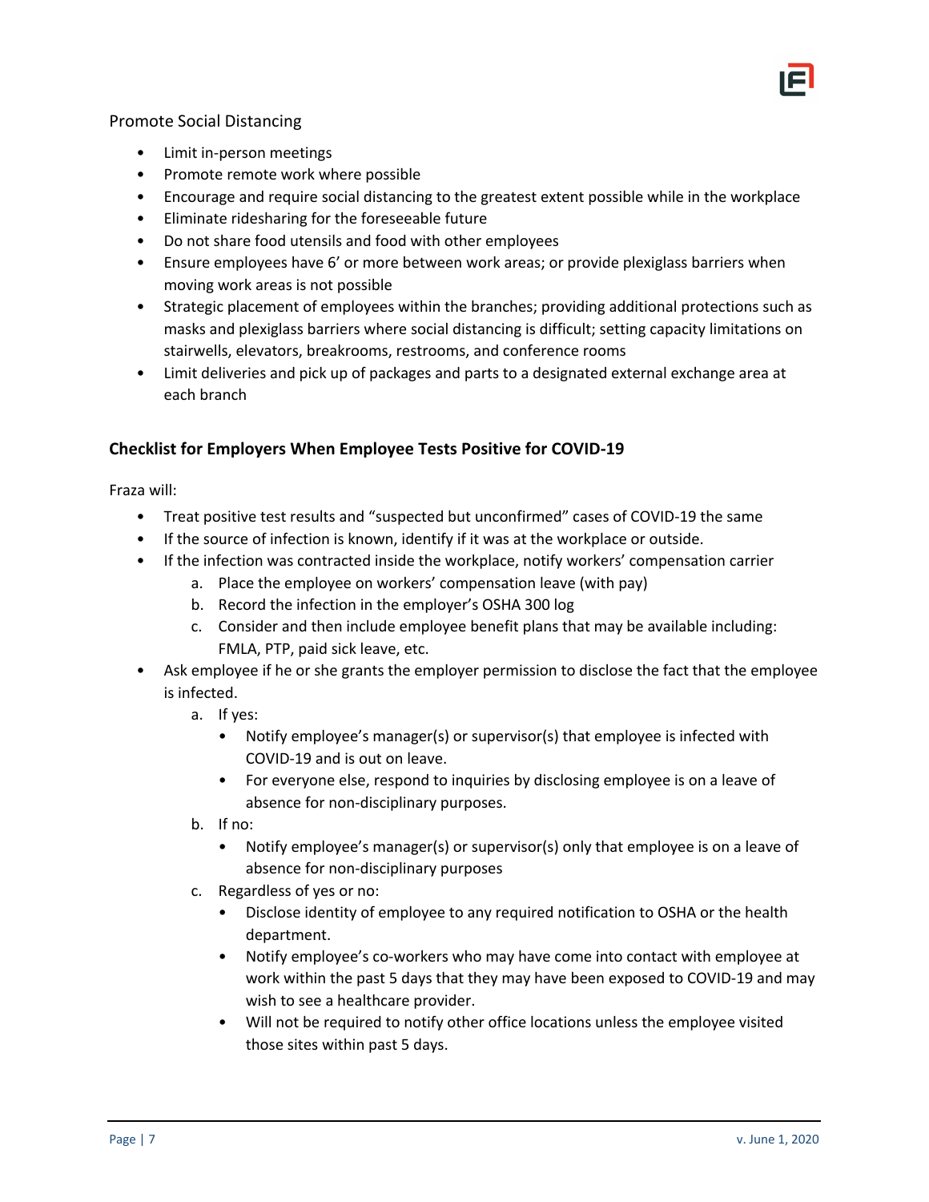Promote Social Distancing

- Limit in-person meetings
- Promote remote work where possible
- Encourage and require social distancing to the greatest extent possible while in the workplace
- Eliminate ridesharing for the foreseeable future
- Do not share food utensils and food with other employees
- Ensure employees have 6' or more between work areas; or provide plexiglass barriers when moving work areas is not possible
- Strategic placement of employees within the branches; providing additional protections such as masks and plexiglass barriers where social distancing is difficult; setting capacity limitations on stairwells, elevators, breakrooms, restrooms, and conference rooms
- Limit deliveries and pick up of packages and parts to a designated external exchange area at each branch

## Checklist for Employers When Employee Tests Positive for COVID-19

Fraza will:

- Treat positive test results and "suspected but unconfirmed" cases of COVID-19 the same
- If the source of infection is known, identify if it was at the workplace or outside.
- If the infection was contracted inside the workplace, notify workers' compensation carrier
    a. Place the employee on workers' compensation leave (with pay)
    b. Record the infection in the employer's OSHA 300 log
    c. Consider and then include employee benefit plans that may be available including: FMLA, PTP, paid sick leave, etc.
- Ask employee if he or she grants the employer permission to disclose the fact that the employee is infected.
    a. If yes:
        - Notify employee's manager(s) or supervisor(s) that employee is infected with COVID-19 and is out on leave.
        - For everyone else, respond to inquiries by disclosing employee is on a leave of absence for non-disciplinary purposes.
    b. If no:
        - Notify employee's manager(s) or supervisor(s) only that employee is on a leave of absence for non-disciplinary purposes
    c. Regardless of yes or no:
        - Disclose identity of employee to any required notification to OSHA or the health department.
        - Notify employee's co-workers who may have come into contact with employee at work within the past 5 days that they may have been exposed to COVID-19 and may wish to see a healthcare provider.
        - Will not be required to notify other office locations unless the employee visited those sites within past 5 days.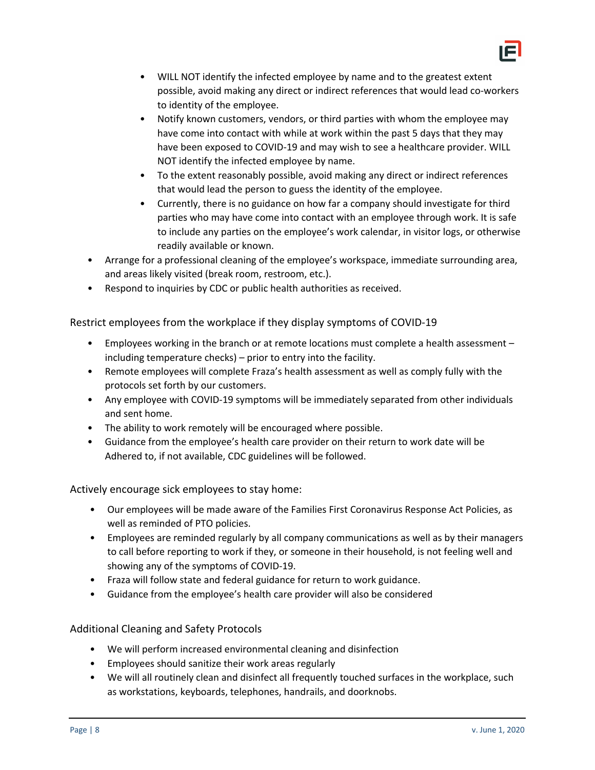- WILL NOT identify the infected employee by name and to the greatest extent possible, avoid making any direct or indirect references that would lead co-workers to identity of the employee.
    - Notify known customers, vendors, or third parties with whom the employee may have come into contact with while at work within the past 5 days that they may have been exposed to COVID-19 and may wish to see a healthcare provider. WILL NOT identify the infected employee by name.
    - To the extent reasonably possible, avoid making any direct or indirect references that would lead the person to guess the identity of the employee.
    - Currently, there is no guidance on how far a company should investigate for third parties who may have come into contact with an employee through work. It is safe to include any parties on the employee's work calendar, in visitor logs, or otherwise readily available or known.
- Arrange for a professional cleaning of the employee's workspace, immediate surrounding area, and areas likely visited (break room, restroom, etc.).
- Respond to inquiries by CDC or public health authorities as received.

### Restrict employees from the workplace if they display symptoms of COVID-19

- Employees working in the branch or at remote locations must complete a health assessment – including temperature checks) – prior to entry into the facility.
- Remote employees will complete Fraza's health assessment as well as comply fully with the protocols set forth by our customers.
- Any employee with COVID-19 symptoms will be immediately separated from other individuals and sent home.
- The ability to work remotely will be encouraged where possible.
- Guidance from the employee's health care provider on their return to work date will be Adhered to, if not available, CDC guidelines will be followed.

### Actively encourage sick employees to stay home:

- Our employees will be made aware of the Families First Coronavirus Response Act Policies, as well as reminded of PTO policies.
- Employees are reminded regularly by all company communications as well as by their managers to call before reporting to work if they, or someone in their household, is not feeling well and showing any of the symptoms of COVID-19.
- Fraza will follow state and federal guidance for return to work guidance.
- Guidance from the employee's health care provider will also be considered

### Additional Cleaning and Safety Protocols

- We will perform increased environmental cleaning and disinfection
- Employees should sanitize their work areas regularly
- We will all routinely clean and disinfect all frequently touched surfaces in the workplace, such as workstations, keyboards, telephones, handrails, and doorknobs.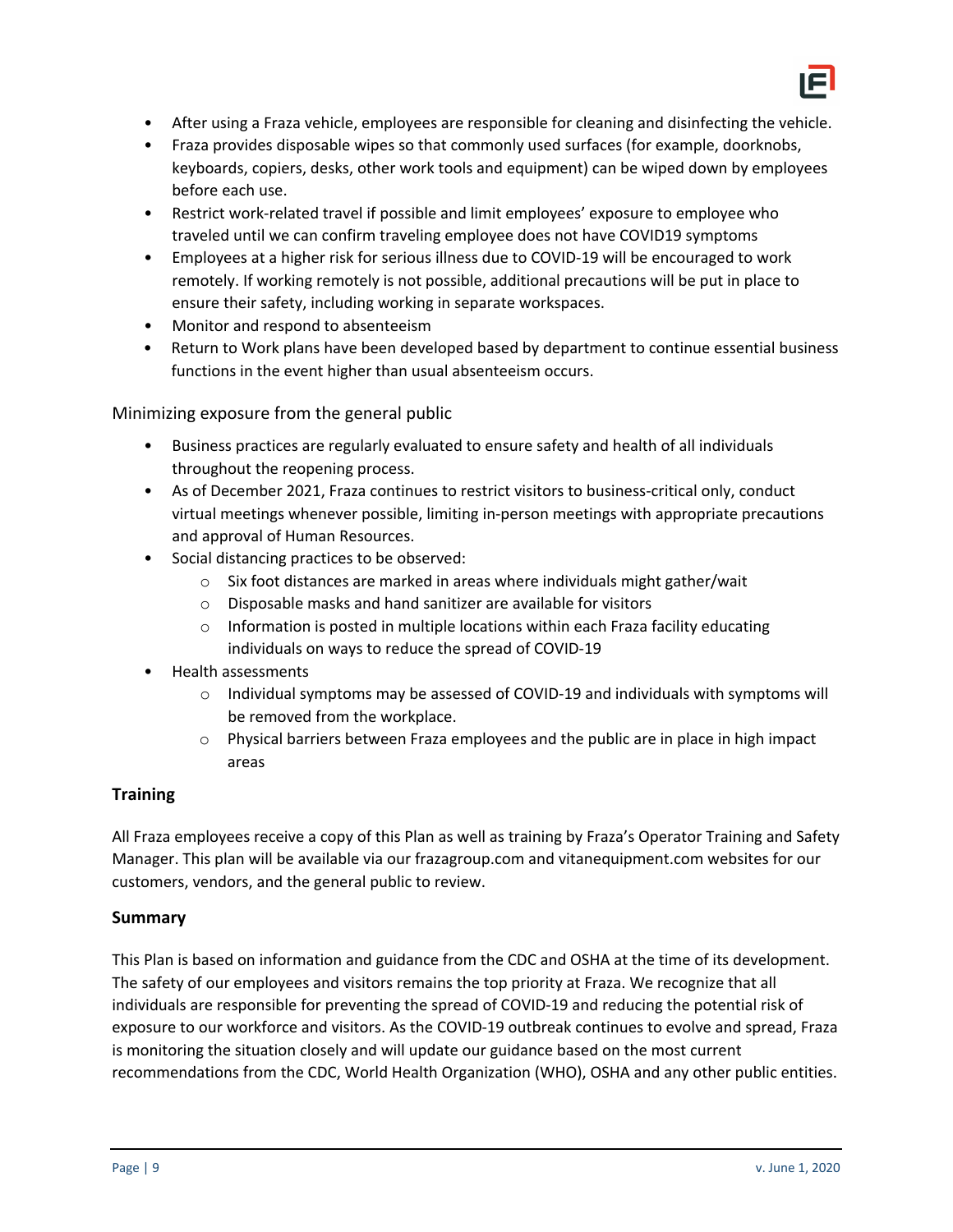- After using a Fraza vehicle, employees are responsible for cleaning and disinfecting the vehicle.
- Fraza provides disposable wipes so that commonly used surfaces (for example, doorknobs, keyboards, copiers, desks, other work tools and equipment) can be wiped down by employees before each use.
- Restrict work-related travel if possible and limit employees' exposure to employee who traveled until we can confirm traveling employee does not have COVID19 symptoms
- Employees at a higher risk for serious illness due to COVID-19 will be encouraged to work remotely. If working remotely is not possible, additional precautions will be put in place to ensure their safety, including working in separate workspaces.
- Monitor and respond to absenteeism
- Return to Work plans have been developed based by department to continue essential business functions in the event higher than usual absenteeism occurs.

### Minimizing exposure from the general public

- Business practices are regularly evaluated to ensure safety and health of all individuals throughout the reopening process.
- As of December 2021, Fraza continues to restrict visitors to business-critical only, conduct virtual meetings whenever possible, limiting in-person meetings with appropriate precautions and approval of Human Resources.
- Social distancing practices to be observed:
  - Six foot distances are marked in areas where individuals might gather/wait
  - Disposable masks and hand sanitizer are available for visitors
  - Information is posted in multiple locations within each Fraza facility educating individuals on ways to reduce the spread of COVID-19
- Health assessments
  - Individual symptoms may be assessed of COVID-19 and individuals with symptoms will be removed from the workplace.
  - Physical barriers between Fraza employees and the public are in place in high impact areas

## Training

All Fraza employees receive a copy of this Plan as well as training by Fraza's Operator Training and Safety Manager. This plan will be available via our frazagroup.com and vitanequipment.com websites for our customers, vendors, and the general public to review.

## Summary

This Plan is based on information and guidance from the CDC and OSHA at the time of its development. The safety of our employees and visitors remains the top priority at Fraza. We recognize that all individuals are responsible for preventing the spread of COVID-19 and reducing the potential risk of exposure to our workforce and visitors. As the COVID-19 outbreak continues to evolve and spread, Fraza is monitoring the situation closely and will update our guidance based on the most current recommendations from the CDC, World Health Organization (WHO), OSHA and any other public entities.